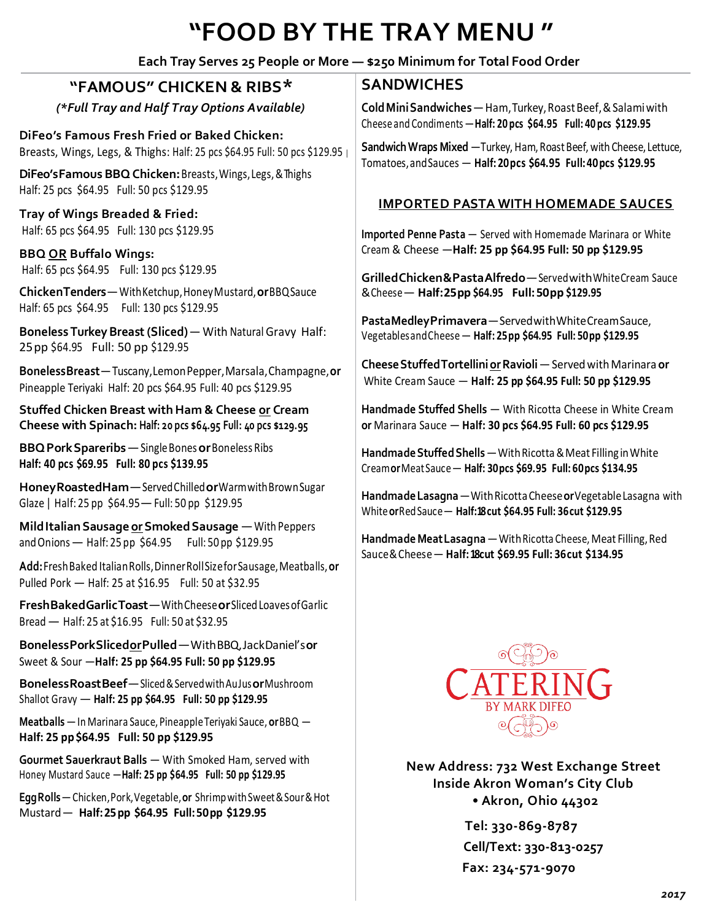# "FOOD BY THE TRAY MENU"

**Each Tray Serves 25 People or More — $250 Minimum for Total Food Order**

## "FAMOUS" CHICKEN & RIBS*

*(\*Full Tray and Half Tray Options Available)*

**DiFeo's Famous Fresh Fried or Baked Chicken:** Breasts, Wings, Legs, & Thighs: Half: 25 pcs $64.95 Full: 50 pcs $129.95

**DiFeo's Famous BBQ Chicken:** Breasts, Wings, Legs, & Thighs Half: 25 pcs $64.95 Full: 50 pcs $129.95

**Tray of Wings Breaded & Fried:** Half: 65 pcs $64.95 Full: 130 pcs $129.95

**BBQ OR Buffalo Wings:** Half: 65 pcs $64.95 Full: 130 pcs $129.95

**Chicken Tenders** — With Ketchup, Honey Mustard, **or** BBQ Sauce Half: 65 pcs $64.95 Full: 130 pcs $129.95

**Boneless Turkey Breast (Sliced)** — With Natural Gravy Half: 25 pp $64.95 Full: 50 pp $129.95

**Boneless Breast** — Tuscany, Lemon Pepper, Marsala, Champagne, **or** Pineapple Teriyaki Half: 20 pcs $64.95 Full: 40 pcs $129.95

**Stuffed Chicken Breast with Ham & Cheese or Cream Cheese with Spinach:** Half: 20 pcs $64.95 Full: 40 pcs $129.95

**BBQ Pork Spareribs** — Single Bones **or** Boneless Ribs **Half: 40 pcs $69.95 Full: 80 pcs $139.95**

**Honey Roasted Ham** — Served Chilled **or** Warm with Brown Sugar Glaze | Half: 25 pp $64.95 — Full: 50 pp $129.95

**Mild Italian Sausage or Smoked Sausage** — With Peppers and Onions — Half: 25 pp $64.95 Full: 50 pp $129.95

**Add:** Fresh Baked Italian Rolls, Dinner Roll Size for Sausage, Meatballs, **or** Pulled Pork — Half: 25 at $16.95 Full: 50 at $32.95

**Fresh Baked Garlic Toast** — With Cheese **or** Sliced Loaves of Garlic Bread — Half: 25 at $16.95 Full: 50 at $32.95

**Boneless Pork Sliced or Pulled** — With BBQ, Jack Daniel's **or** Sweet & Sour —**Half: 25 pp $64.95 Full: 50 pp $129.95**

**Boneless Roast Beef** — Sliced & Served with Au Jus **or** Mushroom Shallot Gravy — **Half: 25 pp $64.95 Full: 50 pp $129.95**

**Meatballs** — In Marinara Sauce, Pineapple Teriyaki Sauce, **or** BBQ — **Half: 25 pp $64.95 Full: 50 pp $129.95**

**Gourmet Sauerkraut Balls** — With Smoked Ham, served with Honey Mustard Sauce —**Half: 25 pp $64.95 Full: 50 pp $129.95**

**Egg Rolls** — Chicken, Pork, Vegetable, **or** Shrimp with Sweet & Sour & Hot Mustard — **Half: 25 pp $64.95 Full: 50 pp $129.95**

## SANDWICHES

**Cold Mini Sandwiches** — Ham, Turkey, Roast Beef, & Salami with Cheese and Condiments —**Half: 20 pcs $64.95 Full: 40 pcs $129.95**

**Sandwich Wraps Mixed** —Turkey, Ham, Roast Beef, with Cheese, Lettuce, Tomatoes, and Sauces — **Half: 20 pcs $64.95 Full: 40 pcs $129.95**

## IMPORTED PASTA WITH HOMEMADE SAUCES

**Imported Penne Pasta** — Served with Homemade Marinara or White Cream & Cheese —**Half: 25 pp $64.95 Full: 50 pp $129.95**

**Grilled Chicken & Pasta Alfredo** — Served with White Cream Sauce & Cheese — **Half: 25 pp $64.95 Full: 50 pp $129.95**

**Pasta Medley Primavera** — Served with White Cream Sauce, Vegetables and Cheese — **Half: 25 pp $64.95 Full: 50 pp $129.95**

**Cheese Stuffed Tortellini or Ravioli** — Served with Marinara **or** White Cream Sauce — **Half: 25 pp $64.95 Full: 50 pp $129.95**

**Handmade Stuffed Shells** — With Ricotta Cheese in White Cream **or** Marinara Sauce — **Half: 30 pcs $64.95 Full: 60 pcs $129.95**

**Handmade Stuffed Shells** — With Ricotta & Meat Filling in White Cream **or** Meat Sauce — **Half: 30 pcs $69.95 Full: 60 pcs $134.95**

**Handmade Lasagna** — With Ricotta Cheese **or** Vegetable Lasagna with White **or** Red Sauce — **Half: 18 cut $64.95 Full: 36 cut $129.95**

**Handmade Meat Lasagna** — With Ricotta Cheese, Meat Filling, Red Sauce & Cheese — **Half: 18 cut $69.95 Full: 36 cut $134.95**

CATERING BY MARK DIFEO

**New Address: 732 West Exchange Street**
**Inside Akron Woman's City Club**
**• Akron, Ohio 44302**

**Tel: 330-869-8787**
**Cell/Text: 330-813-0257**
**Fax: 234-571-9070**

*2017*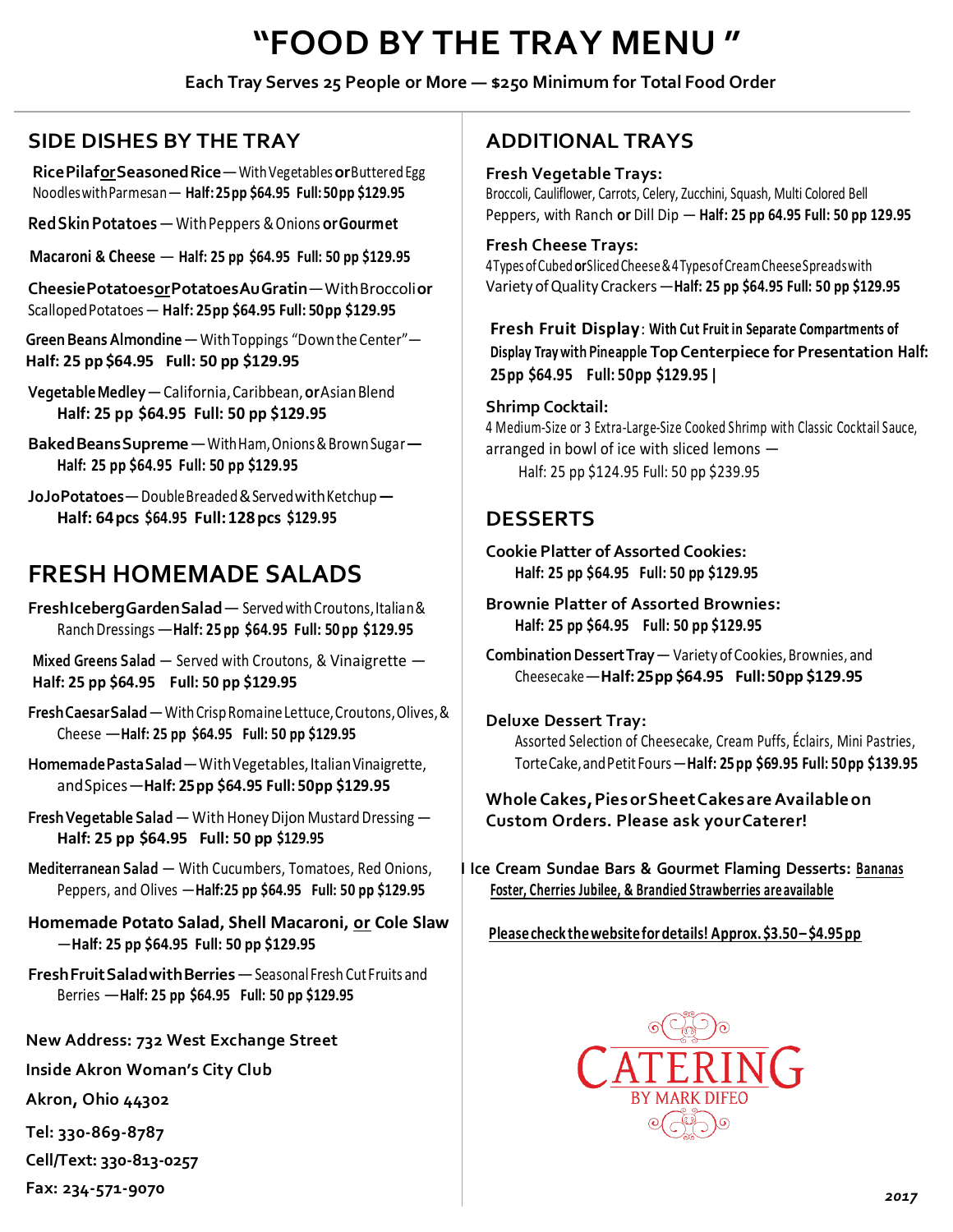# "FOOD BY THE TRAY MENU "

**Each Tray Serves 25 People or More — $250 Minimum for Total Food Order**

## SIDE DISHES BY THE TRAY

**Rice Pilaf or Seasoned Rice** — With Vegetables **or** Buttered Egg Noodles with Parmesan — **Half: 25 pp $64.95 Full: 50 pp $129.95**

**Red Skin Potatoes** — With Peppers & Onions **or Gourmet**

**Macaroni & Cheese** — **Half: 25 pp $64.95 Full: 50 pp $129.95**

**Cheesie Potatoes or Potatoes Au Gratin** — With Broccoli **or** Scalloped Potatoes — **Half: 25 pp $64.95 Full: 50 pp $129.95**

**Green Beans Almondine** — With Toppings "Down the Center" — **Half: 25 pp $64.95 Full: 50 pp $129.95**

**Vegetable Medley** — California, Caribbean, **or** Asian Blend **Half: 25 pp $64.95 Full: 50 pp $129.95**

**Baked Beans Supreme** — With Ham, Onions & Brown Sugar — **Half: 25 pp $64.95 Full: 50 pp $129.95**

**JoJo Potatoes** — Double Breaded & Served with Ketchup — **Half: 64 pcs $64.95 Full: 128 pcs $129.95**

## FRESH HOMEMADE SALADS

**Fresh Iceberg Garden Salad** — Served with Croutons, Italian & Ranch Dressings — **Half: 25 pp $64.95 Full: 50 pp $129.95**

**Mixed Greens Salad** — Served with Croutons, & Vinaigrette — **Half: 25 pp $64.95 Full: 50 pp $129.95**

**Fresh Caesar Salad** — With Crisp Romaine Lettuce, Croutons, Olives, & Cheese — **Half: 25 pp $64.95 Full: 50 pp $129.95**

**Homemade Pasta Salad** — With Vegetables, Italian Vinaigrette, and Spices — **Half: 25 pp $64.95 Full: 50 pp $129.95**

**Fresh Vegetable Salad** — With Honey Dijon Mustard Dressing — **Half: 25 pp $64.95 Full: 50 pp $129.95**

**Mediterranean Salad** — With Cucumbers, Tomatoes, Red Onions, Peppers, and Olives — **Half: 25 pp $64.95 Full: 50 pp $129.95**

**Homemade Potato Salad, Shell Macaroni, or Cole Slaw** — **Half: 25 pp $64.95 Full: 50 pp $129.95**

**Fresh Fruit Salad with Berries** — Seasonal Fresh Cut Fruits and Berries — **Half: 25 pp $64.95 Full: 50 pp $129.95**

**New Address: 732 West Exchange Street**

**Inside Akron Woman's City Club**

**Akron, Ohio 44302**

**Tel: 330-869-8787**

**Cell/Text: 330-813-0257**

**Fax: 234-571-9070**

## ADDITIONAL TRAYS

**Fresh Vegetable Trays:**
Broccoli, Cauliflower, Carrots, Celery, Zucchini, Squash, Multi Colored Bell Peppers, with Ranch **or** Dill Dip — **Half: 25 pp 64.95 Full: 50 pp 129.95**

**Fresh Cheese Trays:**
4 Types of Cubed **or** Sliced Cheese & 4 Types of Cream Cheese Spreads with Variety of Quality Crackers — **Half: 25 pp $64.95 Full: 50 pp $129.95**

**Fresh Fruit Display**: **With Cut Fruit in Separate Compartments of Display Tray with Pineapple Top Centerpiece for Presentation Half: 25 pp $64.95 Full: 50 pp $129.95 |**

**Shrimp Cocktail:**
4 Medium-Size or 3 Extra-Large-Size Cooked Shrimp with Classic Cocktail Sauce, arranged in bowl of ice with sliced lemons — Half: 25 pp $124.95 Full: 50 pp $239.95

## DESSERTS

**Cookie Platter of Assorted Cookies:**
**Half: 25 pp $64.95 Full: 50 pp $129.95**

**Brownie Platter of Assorted Brownies:**
**Half: 25 pp $64.95 Full: 50 pp $129.95**

**Combination Dessert Tray** — Variety of Cookies, Brownies, and Cheesecake — **Half: 25 pp $64.95 Full: 50 pp $129.95**

**Deluxe Dessert Tray:**
Assorted Selection of Cheesecake, Cream Puffs, Éclairs, Mini Pastries, Torte Cake, and Petit Fours — **Half: 25 pp $69.95 Full: 50 pp $139.95**

**Whole Cakes, Pies or Sheet Cakes are Available on Custom Orders. Please ask your Caterer!**

**Ice Cream Sundae Bars & Gourmet Flaming Desserts:** **Bananas Foster, Cherries Jubilee, & Brandied Strawberries are available**

**Please check the website for details! Approx. $3.50 – $4.95 pp**

CATERING BY MARK DIFEO

*2017*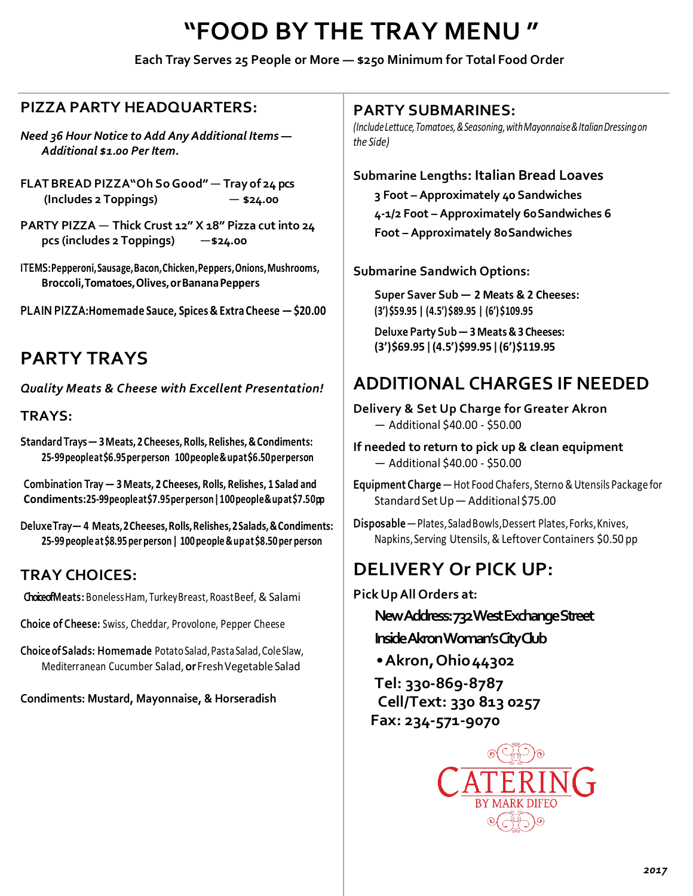# "FOOD BY THE TRAY MENU"

**Each Tray Serves 25 People or More — $250 Minimum for Total Food Order**

## PIZZA PARTY HEADQUARTERS:

***Need 36 Hour Notice to Add Any Additional Items — Additional $1.00 Per Item.***

**FLAT BREAD PIZZA"Oh So Good" — Tray of 24 pcs (Includes 2 Toppings) — $24.00**

**PARTY PIZZA — Thick Crust 12" X 18" Pizza cut into 24 pcs (includes 2 Toppings) —$24.00**

**ITEMS: Pepperoni, Sausage, Bacon, Chicken, Peppers, Onions, Mushrooms, Broccoli, Tomatoes, Olives, or Banana Peppers**

**PLAIN PIZZA: Homemade Sauce, Spices & Extra Cheese — $20.00**

## PARTY TRAYS

***Quality Meats & Cheese with Excellent Presentation!***

### TRAYS:

**Standard Trays — 3 Meats, 2 Cheeses, Rolls, Relishes, & Condiments: 25-99 people at $6.95 per person 100 people & up at $6.50 per person**

**Combination Tray — 3 Meats, 2 Cheeses, Rolls, Relishes, 1 Salad and Condiments: 25-99 people at $7.95 per person | 100 people & up at $7.50 pp**

**Deluxe Tray — 4 Meats, 2 Cheeses, Rolls, Relishes, 2 Salads, & Condiments: 25-99 people at $8.95 per person | 100 people & up at $8.50 per person**

### TRAY CHOICES:

**Choice of Meats:** Boneless Ham, Turkey Breast, Roast Beef, & Salami

**Choice of Cheese:** Swiss, Cheddar, Provolone, Pepper Cheese

**Choice of Salads: Homemade** Potato Salad, Pasta Salad, Cole Slaw, Mediterranean Cucumber Salad, **or** Fresh Vegetable Salad

**Condiments: Mustard, Mayonnaise, & Horseradish**

## PARTY SUBMARINES:

*(Include Lettuce, Tomatoes, & Seasoning, with Mayonnaise & Italian Dressing on the Side)*

**Submarine Lengths: Italian Bread Loaves**

**3 Foot – Approximately 40 Sandwiches**
**4-1/2 Foot – Approximately 60 Sandwiches 6 Foot – Approximately 80 Sandwiches**

**Submarine Sandwich Options:**

**Super Saver Sub — 2 Meats & 2 Cheeses: (3')$59.95 | (4.5')$89.95 | (6')$109.95**

**Deluxe Party Sub — 3 Meats & 3 Cheeses: (3')$69.95 | (4.5')$99.95 | (6')$119.95**

## ADDITIONAL CHARGES IF NEEDED

**Delivery & Set Up Charge for Greater Akron** — Additional $40.00 - $50.00

**If needed to return to pick up & clean equipment** — Additional $40.00 - $50.00

**Equipment Charge** — Hot Food Chafers, Sterno & Utensils Package for Standard Set Up — Additional $75.00

**Disposable** — Plates, Salad Bowls, Dessert Plates, Forks, Knives, Napkins, Serving Utensils, & Leftover Containers $0.50 pp

## DELIVERY Or PICK UP:

**Pick Up All Orders at:**

**New Address: 732 West Exchange Street**
**Inside Akron Woman's City Club**
**• Akron, Ohio 44302**
**Tel: 330-869-8787**
**Cell/Text: 330 813 0257**
**Fax: 234-571-9070**

CATERING BY MARK DIFEO

*2017*